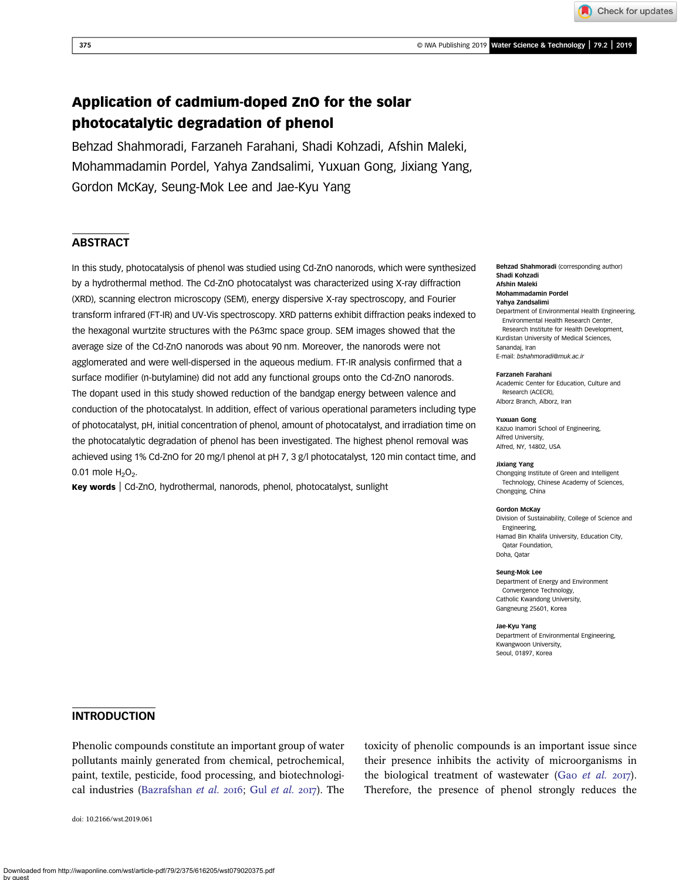# Application of cadmium-doped ZnO for the solar photocatalytic degradation of phenol

Behzad Shahmoradi, Farzaneh Farahani, Shadi Kohzadi, Afshin Maleki, Mohammadamin Pordel, Yahya Zandsalimi, Yuxuan Gong, Jixiang Yang, Gordon McKay, Seung-Mok Lee and Jae-Kyu Yang

## ABSTRACT

In this study, photocatalysis of phenol was studied using Cd-ZnO nanorods, which were synthesized by a hydrothermal method. The Cd-ZnO photocatalyst was characterized using X-ray diffraction (XRD), scanning electron microscopy (SEM), energy dispersive X-ray spectroscopy, and Fourier transform infrared (FT-IR) and UV-Vis spectroscopy. XRD patterns exhibit diffraction peaks indexed to the hexagonal wurtzite structures with the P63mc space group. SEM images showed that the average size of the Cd-ZnO nanorods was about 90 nm. Moreover, the nanorods were not agglomerated and were well-dispersed in the aqueous medium. FT-IR analysis confirmed that a surface modifier (n-butylamine) did not add any functional groups onto the Cd-ZnO nanorods. The dopant used in this study showed reduction of the bandgap energy between valence and conduction of the photocatalyst. In addition, effect of various operational parameters including type of photocatalyst, pH, initial concentration of phenol, amount of photocatalyst, and irradiation time on the photocatalytic degradation of phenol has been investigated. The highest phenol removal was achieved using 1% Cd-ZnO for 20 mg/l phenol at pH 7, 3 g/l photocatalyst, 120 min contact time, and 0.01 mole $H_2O_2$.

**Key words** | Cd-ZnO, hydrothermal, nanorods, phenol, photocatalyst, sunlight

**Behzad Shahmoradi** (corresponding author)
**Shadi Kohzadi**
**Afshin Maleki**
**Mohammadamin Pordel**
**Yahya Zandsalimi**
Department of Environmental Health Engineering, Environmental Health Research Center, Research Institute for Health Development, Kurdistan University of Medical Sciences, Sanandaj, Iran
E-mail: *bshahmoradi@muk.ac.ir*

**Farzaneh Farahani**
Academic Center for Education, Culture and Research (ACECR), Alborz Branch, Alborz, Iran

**Yuxuan Gong**
Kazuo Inamori School of Engineering, Alfred University, Alfred, NY, 14802, USA

**Jixiang Yang**
Chongqing Institute of Green and Intelligent Technology, Chinese Academy of Sciences, Chongqing, China

**Gordon McKay**
Division of Sustainability, College of Science and Engineering, Hamad Bin Khalifa University, Education City, Qatar Foundation, Doha, Qatar

**Seung-Mok Lee**
Department of Energy and Environment Convergence Technology, Catholic Kwandong University, Gangneung 25601, Korea

**Jae-Kyu Yang**
Department of Environmental Engineering, Kwangwoon University, Seoul, 01897, Korea

## INTRODUCTION

Phenolic compounds constitute an important group of water pollutants mainly generated from chemical, petrochemical, paint, textile, pesticide, food processing, and biotechnological industries (Bazrafshan *et al.* 2016; Gul *et al.* 2017). The toxicity of phenolic compounds is an important issue since their presence inhibits the activity of microorganisms in the biological treatment of wastewater (Gao *et al.* 2017). Therefore, the presence of phenol strongly reduces the

doi: 10.2166/wst.2019.061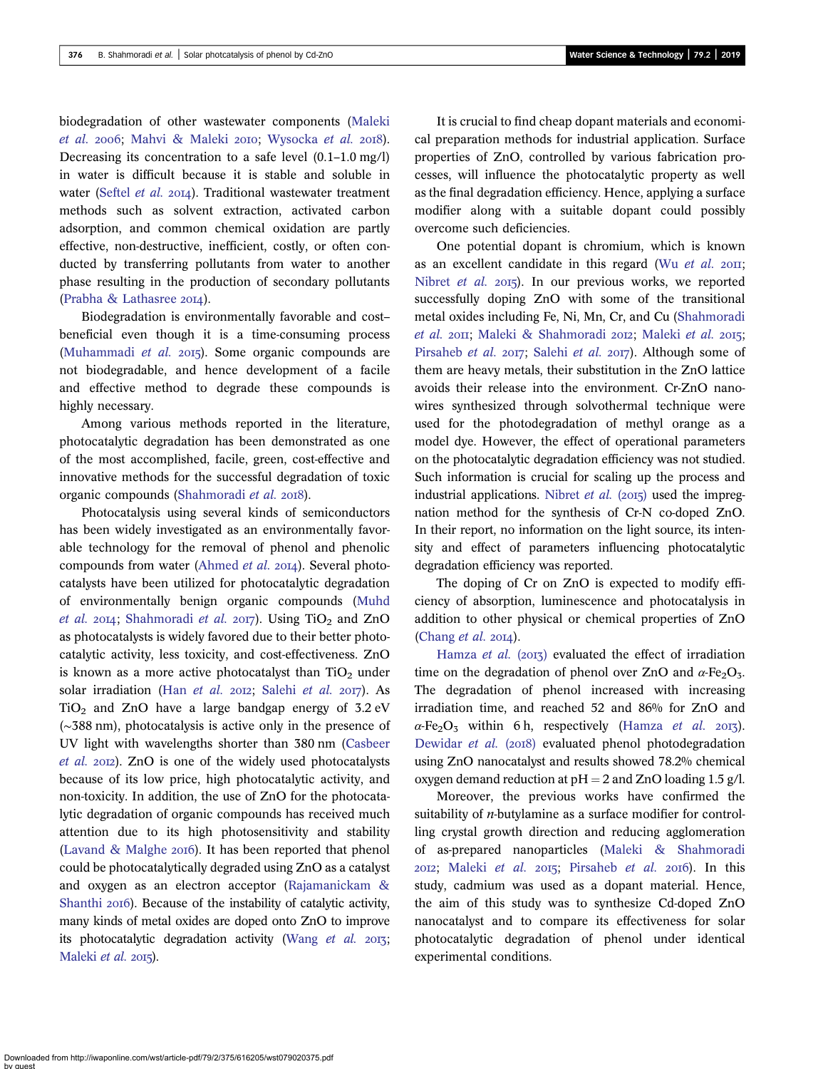biodegradation of other wastewater components (Maleki *et al.* 2006; Mahvi & Maleki 2010; Wysocka *et al.* 2018). Decreasing its concentration to a safe level (0.1–1.0 mg/l) in water is difficult because it is stable and soluble in water (Seftel *et al.* 2014). Traditional wastewater treatment methods such as solvent extraction, activated carbon adsorption, and common chemical oxidation are partly effective, non-destructive, inefficient, costly, or often conducted by transferring pollutants from water to another phase resulting in the production of secondary pollutants (Prabha & Lathasree 2014).

Biodegradation is environmentally favorable and cost–beneficial even though it is a time-consuming process (Muhammadi *et al.* 2015). Some organic compounds are not biodegradable, and hence development of a facile and effective method to degrade these compounds is highly necessary.

Among various methods reported in the literature, photocatalytic degradation has been demonstrated as one of the most accomplished, facile, green, cost-effective and innovative methods for the successful degradation of toxic organic compounds (Shahmoradi *et al.* 2018).

Photocatalysis using several kinds of semiconductors has been widely investigated as an environmentally favorable technology for the removal of phenol and phenolic compounds from water (Ahmed *et al.* 2014). Several photocatalysts have been utilized for photocatalytic degradation of environmentally benign organic compounds (Muhd *et al.* 2014; Shahmoradi *et al.* 2017). Using $TiO_2$ and ZnO as photocatalysts is widely favored due to their better photocatalytic activity, less toxicity, and cost-effectiveness. ZnO is known as a more active photocatalyst than $TiO_2$ under solar irradiation (Han *et al.* 2012; Salehi *et al.* 2017). As $TiO_2$ and ZnO have a large bandgap energy of 3.2 eV (~388 nm), photocatalysis is active only in the presence of UV light with wavelengths shorter than 380 nm (Casbeer *et al.* 2012). ZnO is one of the widely used photocatalysts because of its low price, high photocatalytic activity, and non-toxicity. In addition, the use of ZnO for the photocatalytic degradation of organic compounds has received much attention due to its high photosensitivity and stability (Lavand & Malghe 2016). It has been reported that phenol could be photocatalytically degraded using ZnO as a catalyst and oxygen as an electron acceptor (Rajamanickam & Shanthi 2016). Because of the instability of catalytic activity, many kinds of metal oxides are doped onto ZnO to improve its photocatalytic degradation activity (Wang *et al.* 2013; Maleki *et al.* 2015).

It is crucial to find cheap dopant materials and economical preparation methods for industrial application. Surface properties of ZnO, controlled by various fabrication processes, will influence the photocatalytic property as well as the final degradation efficiency. Hence, applying a surface modifier along with a suitable dopant could possibly overcome such deficiencies.

One potential dopant is chromium, which is known as an excellent candidate in this regard (Wu *et al.* 2011; Nibret *et al.* 2015). In our previous works, we reported successfully doping ZnO with some of the transitional metal oxides including Fe, Ni, Mn, Cr, and Cu (Shahmoradi *et al.* 2011; Maleki & Shahmoradi 2012; Maleki *et al.* 2015; Pirsaheb *et al.* 2017; Salehi *et al.* 2017). Although some of them are heavy metals, their substitution in the ZnO lattice avoids their release into the environment. Cr-ZnO nanowires synthesized through solvothermal technique were used for the photodegradation of methyl orange as a model dye. However, the effect of operational parameters on the photocatalytic degradation efficiency was not studied. Such information is crucial for scaling up the process and industrial applications. Nibret *et al.* (2015) used the impregnation method for the synthesis of Cr-N co-doped ZnO. In their report, no information on the light source, its intensity and effect of parameters influencing photocatalytic degradation efficiency was reported.

The doping of Cr on ZnO is expected to modify efficiency of absorption, luminescence and photocatalysis in addition to other physical or chemical properties of ZnO (Chang *et al.* 2014).

Hamza *et al.* (2013) evaluated the effect of irradiation time on the degradation of phenol over ZnO and $\alpha$-$Fe_2O_3$. The degradation of phenol increased with increasing irradiation time, and reached 52 and 86% for ZnO and $\alpha$-$Fe_2O_3$ within 6 h, respectively (Hamza *et al.* 2013). Dewidar *et al.* (2018) evaluated phenol photodegradation using ZnO nanocatalyst and results showed 78.2% chemical oxygen demand reduction at pH = 2 and ZnO loading 1.5 g/l.

Moreover, the previous works have confirmed the suitability of *n*-butylamine as a surface modifier for controlling crystal growth direction and reducing agglomeration of as-prepared nanoparticles (Maleki & Shahmoradi 2012; Maleki *et al.* 2015; Pirsaheb *et al.* 2016). In this study, cadmium was used as a dopant material. Hence, the aim of this study was to synthesize Cd-doped ZnO nanocatalyst and to compare its effectiveness for solar photocatalytic degradation of phenol under identical experimental conditions.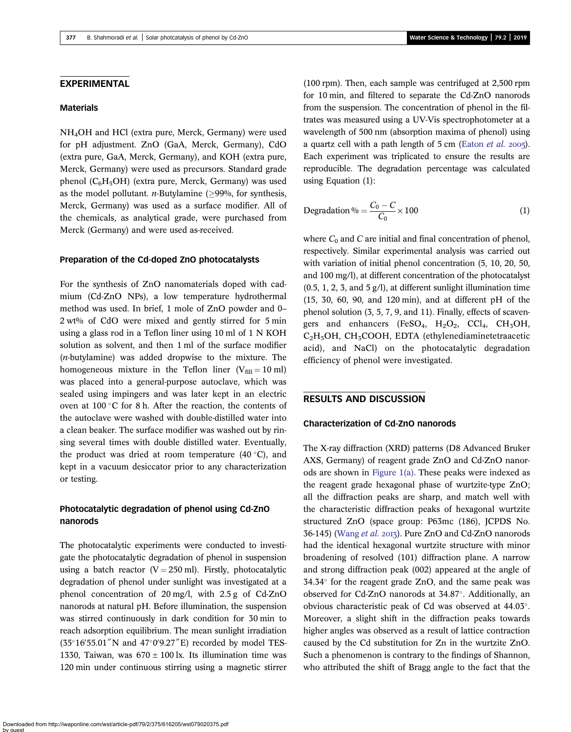## EXPERIMENTAL

### Materials

$NH_4OH$ and HCl (extra pure, Merck, Germany) were used for pH adjustment. ZnO (GaA, Merck, Germany), CdO (extra pure, GaA, Merck, Germany), and KOH (extra pure, Merck, Germany) were used as precursors. Standard grade phenol ($C_6H_5OH$) (extra pure, Merck, Germany) was used as the model pollutant. *n*-Butylamine (≥99%, for synthesis, Merck, Germany) was used as a surface modifier. All of the chemicals, as analytical grade, were purchased from Merck (Germany) and were used as-received.

### Preparation of the Cd-doped ZnO photocatalysts

For the synthesis of ZnO nanomaterials doped with cadmium (Cd-ZnO NPs), a low temperature hydrothermal method was used. In brief, 1 mole of ZnO powder and 0–2 wt% of CdO were mixed and gently stirred for 5 min using a glass rod in a Teflon liner using 10 ml of 1 N KOH solution as solvent, and then 1 ml of the surface modifier (*n*-butylamine) was added dropwise to the mixture. The homogeneous mixture in the Teflon liner ($V_{fill} = 10$ ml) was placed into a general-purpose autoclave, which was sealed using impingers and was later kept in an electric oven at 100 °C for 8 h. After the reaction, the contents of the autoclave were washed with double-distilled water into a clean beaker. The surface modifier was washed out by rinsing several times with double distilled water. Eventually, the product was dried at room temperature (40 °C), and kept in a vacuum desiccator prior to any characterization or testing.

### Photocatalytic degradation of phenol using Cd-ZnO nanorods

The photocatalytic experiments were conducted to investigate the photocatalytic degradation of phenol in suspension using a batch reactor (V = 250 ml). Firstly, photocatalytic degradation of phenol under sunlight was investigated at a phenol concentration of 20 mg/l, with 2.5 g of Cd-ZnO nanorods at natural pH. Before illumination, the suspension was stirred continuously in dark condition for 30 min to reach adsorption equilibrium. The mean sunlight irradiation (35°16′55.01″N and 47°0′9.27″E) recorded by model TES-1330, Taiwan, was 670 ± 100 lx. Its illumination time was 120 min under continuous stirring using a magnetic stirrer (100 rpm). Then, each sample was centrifuged at 2,500 rpm for 10 min, and filtered to separate the Cd-ZnO nanorods from the suspension. The concentration of phenol in the filtrates was measured using a UV-Vis spectrophotometer at a wavelength of 500 nm (absorption maxima of phenol) using a quartz cell with a path length of 5 cm (Eaton *et al.* 2005). Each experiment was triplicated to ensure the results are reproducible. The degradation percentage was calculated using Equation (1):

$$\text{Degradation}\,\% = \frac{C_0 - C}{C_0} \times 100 \tag{1}$$

where $C_0$ and $C$ are initial and final concentration of phenol, respectively. Similar experimental analysis was carried out with variation of initial phenol concentration (5, 10, 20, 50, and 100 mg/l), at different concentration of the photocatalyst (0.5, 1, 2, 3, and 5 g/l), at different sunlight illumination time (15, 30, 60, 90, and 120 min), and at different pH of the phenol solution (3, 5, 7, 9, and 11). Finally, effects of scavengers and enhancers ($FeSO_4$, $H_2O_2$, $CCl_4$, $CH_3OH$, $C_2H_5OH$, $CH_3COOH$, EDTA (ethylenediaminetetraacetic acid), and NaCl) on the photocatalytic degradation efficiency of phenol were investigated.

## RESULTS AND DISCUSSION

### Characterization of Cd-ZnO nanorods

The X-ray diffraction (XRD) patterns (D8 Advanced Bruker AXS, Germany) of reagent grade ZnO and Cd-ZnO nanorods are shown in Figure 1(a). These peaks were indexed as the reagent grade hexagonal phase of wurtzite-type ZnO; all the diffraction peaks are sharp, and match well with the characteristic diffraction peaks of hexagonal wurtzite structured ZnO (space group: P63mc (186), JCPDS No. 36-145) (Wang *et al.* 2013). Pure ZnO and Cd-ZnO nanorods had the identical hexagonal wurtzite structure with minor broadening of resolved (101) diffraction plane. A narrow and strong diffraction peak (002) appeared at the angle of 34.34° for the reagent grade ZnO, and the same peak was observed for Cd-ZnO nanorods at 34.87°. Additionally, an obvious characteristic peak of Cd was observed at 44.03°. Moreover, a slight shift in the diffraction peaks towards higher angles was observed as a result of lattice contraction caused by the Cd substitution for Zn in the wurtzite ZnO. Such a phenomenon is contrary to the findings of Shannon, who attributed the shift of Bragg angle to the fact that the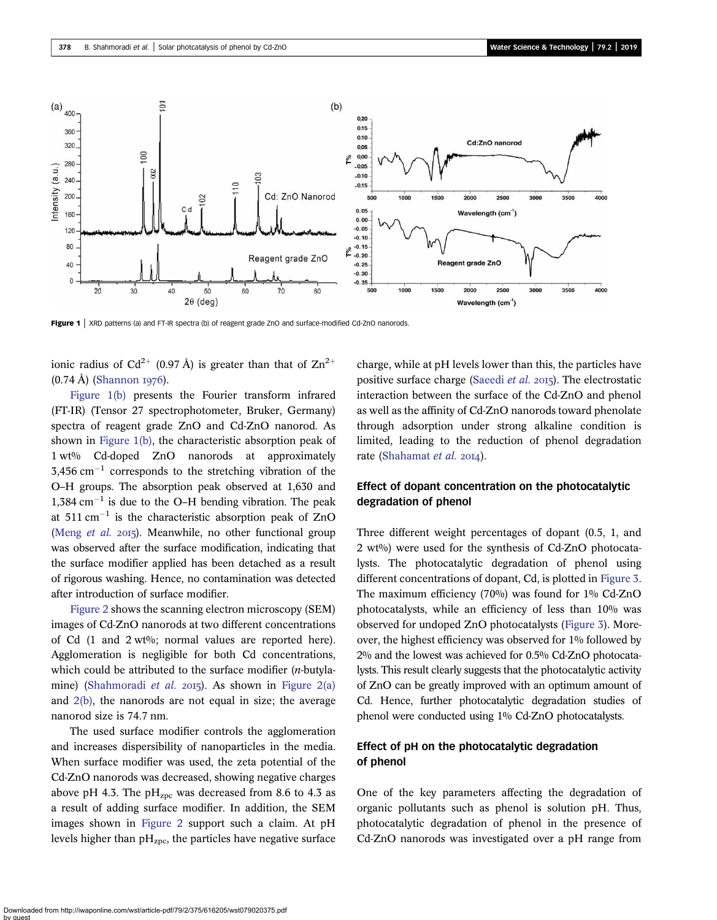Figure 1 | XRD patterns (a) and FT-IR spectra (b) of reagent grade ZnO and surface-modified Cd-ZnO nanorods.

ionic radius of $Cd^{2+}$ (0.97 Å) is greater than that of $Zn^{2+}$ (0.74 Å) (Shannon 1976).

Figure 1(b) presents the Fourier transform infrared (FT-IR) (Tensor 27 spectrophotometer, Bruker, Germany) spectra of reagent grade ZnO and Cd-ZnO nanorod. As shown in Figure 1(b), the characteristic absorption peak of 1 wt% Cd-doped ZnO nanorods at approximately 3,456 $cm^{-1}$ corresponds to the stretching vibration of the O–H groups. The absorption peak observed at 1,630 and 1,384 $cm^{-1}$ is due to the O–H bending vibration. The peak at 511 $cm^{-1}$ is the characteristic absorption peak of ZnO (Meng *et al.* 2015). Meanwhile, no other functional group was observed after the surface modification, indicating that the surface modifier applied has been detached as a result of rigorous washing. Hence, no contamination was detected after introduction of surface modifier.

Figure 2 shows the scanning electron microscopy (SEM) images of Cd-ZnO nanorods at two different concentrations of Cd (1 and 2 wt%; normal values are reported here). Agglomeration is negligible for both Cd concentrations, which could be attributed to the surface modifier (*n*-butylamine) (Shahmoradi *et al.* 2015). As shown in Figure 2(a) and 2(b), the nanorods are not equal in size; the average nanorod size is 74.7 nm.

The used surface modifier controls the agglomeration and increases dispersibility of nanoparticles in the media. When surface modifier was used, the zeta potential of the Cd-ZnO nanorods was decreased, showing negative charges above pH 4.3. The $pH_{zpc}$ was decreased from 8.6 to 4.3 as a result of adding surface modifier. In addition, the SEM images shown in Figure 2 support such a claim. At pH levels higher than $pH_{zpc}$, the particles have negative surface charge, while at pH levels lower than this, the particles have positive surface charge (Saeedi *et al.* 2015). The electrostatic interaction between the surface of the Cd-ZnO and phenol as well as the affinity of Cd-ZnO nanorods toward phenolate through adsorption under strong alkaline condition is limited, leading to the reduction of phenol degradation rate (Shahamat *et al.* 2014).

## Effect of dopant concentration on the photocatalytic degradation of phenol

Three different weight percentages of dopant (0.5, 1, and 2 wt%) were used for the synthesis of Cd-ZnO photocatalysts. The photocatalytic degradation of phenol using different concentrations of dopant, Cd, is plotted in Figure 3. The maximum efficiency (70%) was found for 1% Cd-ZnO photocatalysts, while an efficiency of less than 10% was observed for undoped ZnO photocatalysts (Figure 3). Moreover, the highest efficiency was observed for 1% followed by 2% and the lowest was achieved for 0.5% Cd-ZnO photocatalysts. This result clearly suggests that the photocatalytic activity of ZnO can be greatly improved with an optimum amount of Cd. Hence, further photocatalytic degradation studies of phenol were conducted using 1% Cd-ZnO photocatalysts.

## Effect of pH on the photocatalytic degradation of phenol

One of the key parameters affecting the degradation of organic pollutants such as phenol is solution pH. Thus, photocatalytic degradation of phenol in the presence of Cd-ZnO nanorods was investigated over a pH range from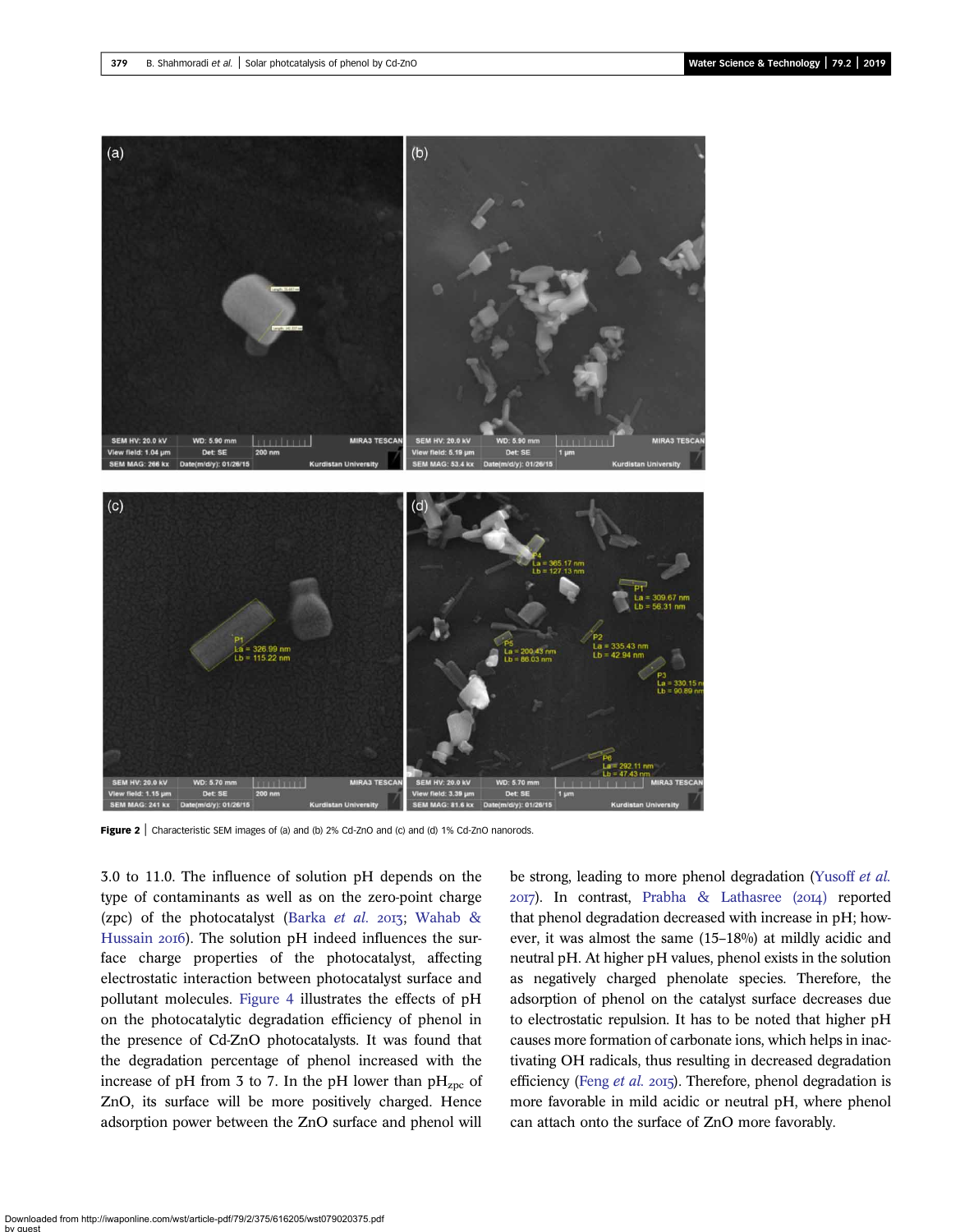Figure 2 | Characteristic SEM images of (a) and (b) 2% Cd-ZnO and (c) and (d) 1% Cd-ZnO nanorods.

3.0 to 11.0. The influence of solution pH depends on the type of contaminants as well as on the zero-point charge (zpc) of the photocatalyst (Barka *et al.* 2013; Wahab & Hussain 2016). The solution pH indeed influences the surface charge properties of the photocatalyst, affecting electrostatic interaction between photocatalyst surface and pollutant molecules. Figure 4 illustrates the effects of pH on the photocatalytic degradation efficiency of phenol in the presence of Cd-ZnO photocatalysts. It was found that the degradation percentage of phenol increased with the increase of pH from 3 to 7. In the pH lower than $pH_{zpc}$ of ZnO, its surface will be more positively charged. Hence adsorption power between the ZnO surface and phenol will be strong, leading to more phenol degradation (Yusoff *et al.* 2017). In contrast, Prabha & Lathasree (2014) reported that phenol degradation decreased with increase in pH; however, it was almost the same (15–18%) at mildly acidic and neutral pH. At higher pH values, phenol exists in the solution as negatively charged phenolate species. Therefore, the adsorption of phenol on the catalyst surface decreases due to electrostatic repulsion. It has to be noted that higher pH causes more formation of carbonate ions, which helps in inactivating OH radicals, thus resulting in decreased degradation efficiency (Feng *et al.* 2015). Therefore, phenol degradation is more favorable in mild acidic or neutral pH, where phenol can attach onto the surface of ZnO more favorably.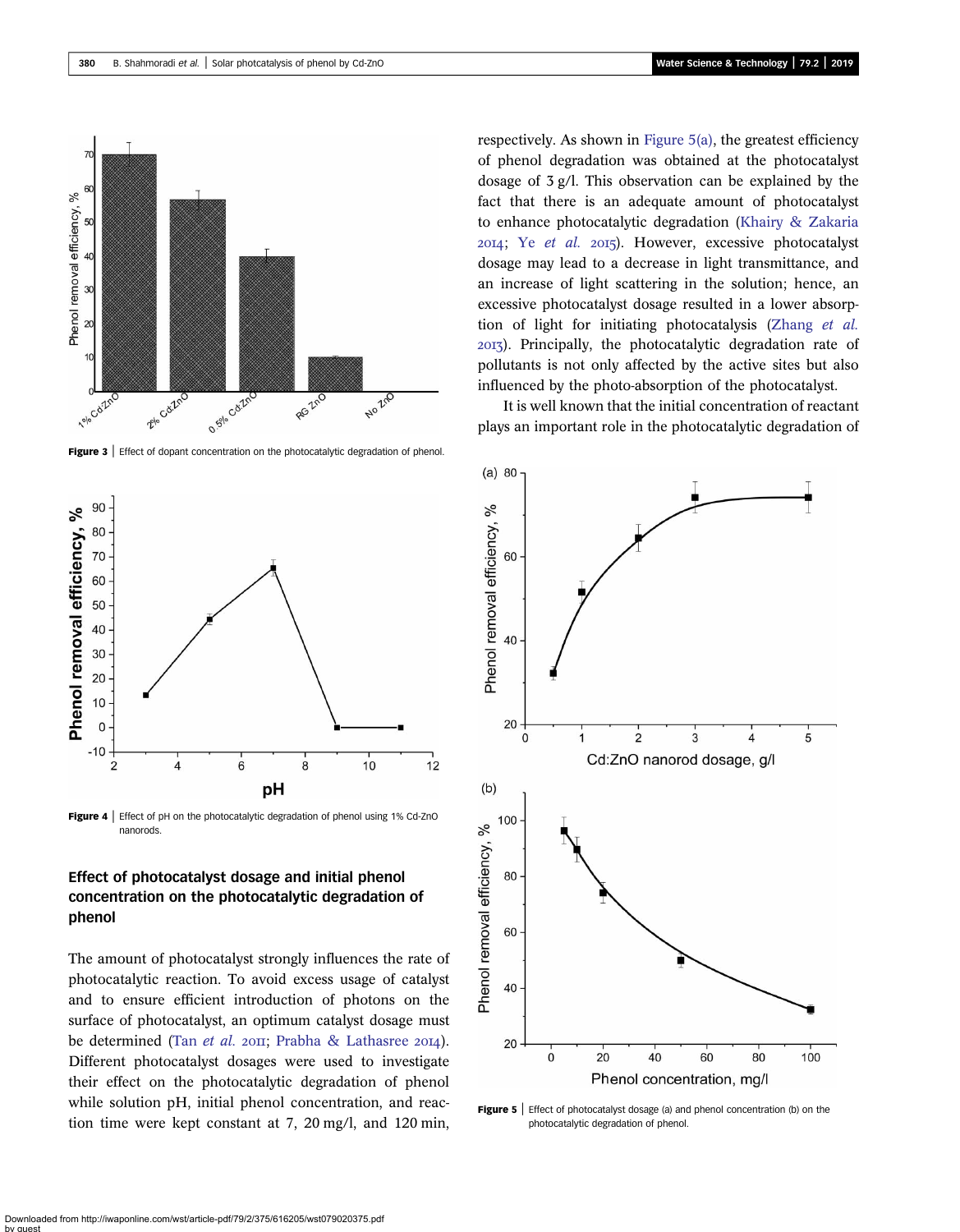Figure 3 | Effect of dopant concentration on the photocatalytic degradation of phenol.

Figure 4 | Effect of pH on the photocatalytic degradation of phenol using 1% Cd-ZnO nanorods.

### Effect of photocatalyst dosage and initial phenol concentration on the photocatalytic degradation of phenol

The amount of photocatalyst strongly influences the rate of photocatalytic reaction. To avoid excess usage of catalyst and to ensure efficient introduction of photons on the surface of photocatalyst, an optimum catalyst dosage must be determined (Tan *et al.* 2011; Prabha & Lathasree 2014). Different photocatalyst dosages were used to investigate their effect on the photocatalytic degradation of phenol while solution pH, initial phenol concentration, and reaction time were kept constant at 7, 20 mg/l, and 120 min, respectively. As shown in Figure 5(a), the greatest efficiency of phenol degradation was obtained at the photocatalyst dosage of 3 g/l. This observation can be explained by the fact that there is an adequate amount of photocatalyst to enhance photocatalytic degradation (Khairy & Zakaria 2014; Ye *et al.* 2015). However, excessive photocatalyst dosage may lead to a decrease in light transmittance, and an increase of light scattering in the solution; hence, an excessive photocatalyst dosage resulted in a lower absorption of light for initiating photocatalysis (Zhang *et al.* 2013). Principally, the photocatalytic degradation rate of pollutants is not only affected by the active sites but also influenced by the photo-absorption of the photocatalyst.

It is well known that the initial concentration of reactant plays an important role in the photocatalytic degradation of

Figure 5 | Effect of photocatalyst dosage (a) and phenol concentration (b) on the photocatalytic degradation of phenol.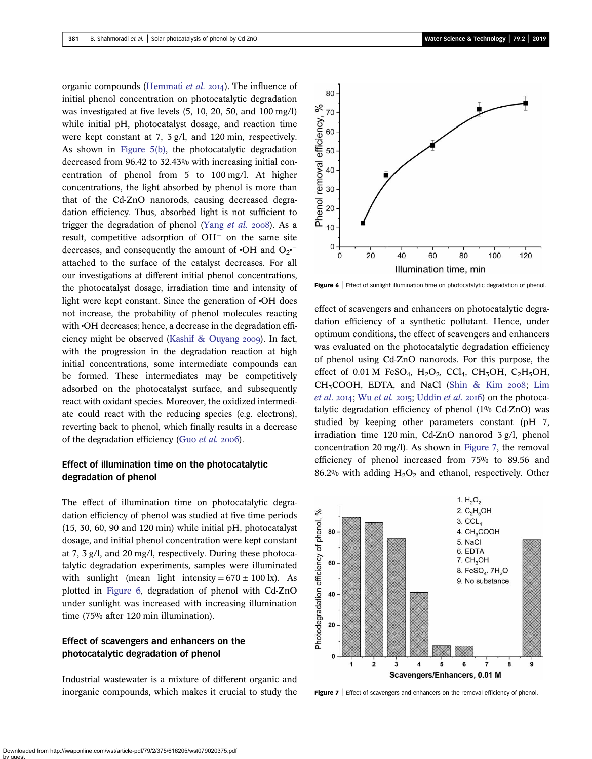organic compounds (Hemmati *et al.* 2014). The influence of initial phenol concentration on photocatalytic degradation was investigated at five levels (5, 10, 20, 50, and 100 mg/l) while initial pH, photocatalyst dosage, and reaction time were kept constant at 7, 3 g/l, and 120 min, respectively. As shown in Figure 5(b), the photocatalytic degradation decreased from 96.42 to 32.43% with increasing initial concentration of phenol from 5 to 100 mg/l. At higher concentrations, the light absorbed by phenol is more than that of the Cd-ZnO nanorods, causing decreased degradation efficiency. Thus, absorbed light is not sufficient to trigger the degradation of phenol (Yang *et al.* 2008). As a result, competitive adsorption of $OH^-$ on the same site decreases, and consequently the amount of •OH and $O_2{•}^-$ attached to the surface of the catalyst decreases. For all our investigations at different initial phenol concentrations, the photocatalyst dosage, irradiation time and intensity of light were kept constant. Since the generation of •OH does not increase, the probability of phenol molecules reacting with •OH decreases; hence, a decrease in the degradation efficiency might be observed (Kashif & Ouyang 2009). In fact, with the progression in the degradation reaction at high initial concentrations, some intermediate compounds can be formed. These intermediates may be competitively adsorbed on the photocatalyst surface, and subsequently react with oxidant species. Moreover, the oxidized intermediate could react with the reducing species (e.g. electrons), reverting back to phenol, which finally results in a decrease of the degradation efficiency (Guo *et al.* 2006).

## Effect of illumination time on the photocatalytic degradation of phenol

The effect of illumination time on photocatalytic degradation efficiency of phenol was studied at five time periods (15, 30, 60, 90 and 120 min) while initial pH, photocatalyst dosage, and initial phenol concentration were kept constant at 7, 3 g/l, and 20 mg/l, respectively. During these photocatalytic degradation experiments, samples were illuminated with sunlight (mean light intensity = 670 ± 100 lx). As plotted in Figure 6, degradation of phenol with Cd-ZnO under sunlight was increased with increasing illumination time (75% after 120 min illumination).

**Figure 6** | Effect of sunlight illumination time on photocatalytic degradation of phenol.

## Effect of scavengers and enhancers on the photocatalytic degradation of phenol

Industrial wastewater is a mixture of different organic and inorganic compounds, which makes it crucial to study the effect of scavengers and enhancers on photocatalytic degradation efficiency of a synthetic pollutant. Hence, under optimum conditions, the effect of scavengers and enhancers was evaluated on the photocatalytic degradation efficiency of phenol using Cd-ZnO nanorods. For this purpose, the effect of 0.01 M $FeSO_4$, $H_2O_2$, $CCl_4$, $CH_3OH$, $C_2H_5OH$, $CH_3COOH$, EDTA, and NaCl (Shin & Kim 2008; Lim *et al.* 2014; Wu *et al.* 2015; Uddin *et al.* 2016) on the photocatalytic degradation efficiency of phenol (1% Cd-ZnO) was studied by keeping other parameters constant (pH 7, irradiation time 120 min, Cd-ZnO nanorod 3 g/l, phenol concentration 20 mg/l). As shown in Figure 7, the removal efficiency of phenol increased from 75% to 89.56 and 86.2% with adding $H_2O_2$ and ethanol, respectively. Other

**Figure 7** | Effect of scavengers and enhancers on the removal efficiency of phenol.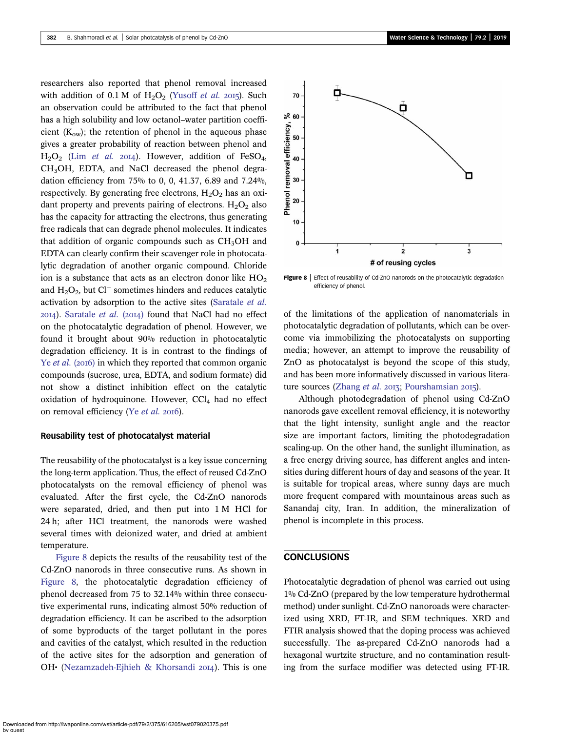researchers also reported that phenol removal increased with addition of 0.1 M of $H_2O_2$ (Yusoff *et al.* 2015). Such an observation could be attributed to the fact that phenol has a high solubility and low octanol–water partition coefficient ($K_{ow}$); the retention of phenol in the aqueous phase gives a greater probability of reaction between phenol and $H_2O_2$ (Lim *et al.* 2014). However, addition of $FeSO_4$, $CH_3OH$, EDTA, and NaCl decreased the phenol degradation efficiency from 75% to 0, 0, 41.37, 6.89 and 7.24%, respectively. By generating free electrons, $H_2O_2$ has an oxidant property and prevents pairing of electrons. $H_2O_2$ also has the capacity for attracting the electrons, thus generating free radicals that can degrade phenol molecules. It indicates that addition of organic compounds such as $CH_3OH$ and EDTA can clearly confirm their scavenger role in photocatalytic degradation of another organic compound. Chloride ion is a substance that acts as an electron donor like $HO_2$ and $H_2O_2$, but $Cl^-$ sometimes hinders and reduces catalytic activation by adsorption to the active sites (Saratale *et al.* 2014). Saratale *et al.* (2014) found that NaCl had no effect on the photocatalytic degradation of phenol. However, we found it brought about 90% reduction in photocatalytic degradation efficiency. It is in contrast to the findings of Ye *et al.* (2016) in which they reported that common organic compounds (sucrose, urea, EDTA, and sodium formate) did not show a distinct inhibition effect on the catalytic oxidation of hydroquinone. However, $CCl_4$ had no effect on removal efficiency (Ye *et al.* 2016).

### Reusability test of photocatalyst material

The reusability of the photocatalyst is a key issue concerning the long-term application. Thus, the effect of reused Cd-ZnO photocatalysts on the removal efficiency of phenol was evaluated. After the first cycle, the Cd-ZnO nanorods were separated, dried, and then put into 1 M HCl for 24 h; after HCl treatment, the nanorods were washed several times with deionized water, and dried at ambient temperature.

Figure 8 depicts the results of the reusability test of the Cd-ZnO nanorods in three consecutive runs. As shown in Figure 8, the photocatalytic degradation efficiency of phenol decreased from 75 to 32.14% within three consecutive experimental runs, indicating almost 50% reduction of degradation efficiency. It can be ascribed to the adsorption of some byproducts of the target pollutant in the pores and cavities of the catalyst, which resulted in the reduction of the active sites for the adsorption and generation of OH• (Nezamzadeh-Ejhieh & Khorsandi 2014). This is one of the limitations of the application of nanomaterials in photocatalytic degradation of pollutants, which can be overcome via immobilizing the photocatalysts on supporting media; however, an attempt to improve the reusability of ZnO as photocatalyst is beyond the scope of this study, and has been more informatively discussed in various literature sources (Zhang *et al.* 2013; Pourshamsian 2015).

**Figure 8** | Effect of reusability of Cd-ZnO nanorods on the photocatalytic degradation efficiency of phenol.

Although photodegradation of phenol using Cd-ZnO nanorods gave excellent removal efficiency, it is noteworthy that the light intensity, sunlight angle and the reactor size are important factors, limiting the photodegradation scaling-up. On the other hand, the sunlight illumination, as a free energy driving source, has different angles and intensities during different hours of day and seasons of the year. It is suitable for tropical areas, where sunny days are much more frequent compared with mountainous areas such as Sanandaj city, Iran. In addition, the mineralization of phenol is incomplete in this process.

## CONCLUSIONS

Photocatalytic degradation of phenol was carried out using 1% Cd-ZnO (prepared by the low temperature hydrothermal method) under sunlight. Cd-ZnO nanoroads were characterized using XRD, FT-IR, and SEM techniques. XRD and FTIR analysis showed that the doping process was achieved successfully. The as-prepared Cd-ZnO nanorods had a hexagonal wurtzite structure, and no contamination resulting from the surface modifier was detected using FT-IR.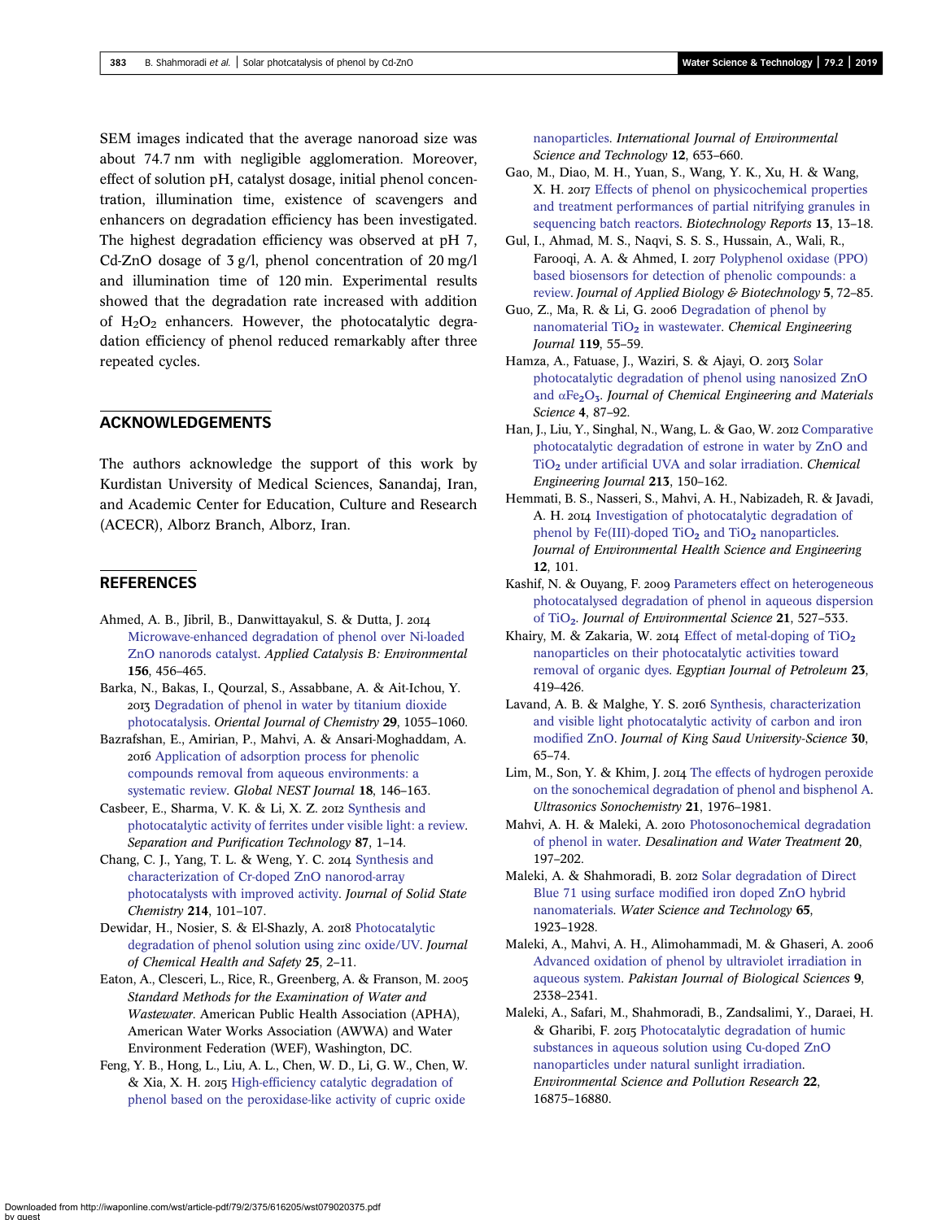SEM images indicated that the average nanorod size was about 74.7 nm with negligible agglomeration. Moreover, effect of solution pH, catalyst dosage, initial phenol concentration, illumination time, existence of scavengers and enhancers on degradation efficiency has been investigated. The highest degradation efficiency was observed at pH 7, Cd-ZnO dosage of 3 g/l, phenol concentration of 20 mg/l and illumination time of 120 min. Experimental results showed that the degradation rate increased with addition of $H_2O_2$ enhancers. However, the photocatalytic degradation efficiency of phenol reduced remarkably after three repeated cycles.

## ACKNOWLEDGEMENTS

The authors acknowledge the support of this work by Kurdistan University of Medical Sciences, Sanandaj, Iran, and Academic Center for Education, Culture and Research (ACECR), Alborz Branch, Alborz, Iran.

## REFERENCES

Ahmed, A. B., Jibril, B., Danwittayakul, S. & Dutta, J. 2014 Microwave-enhanced degradation of phenol over Ni-loaded ZnO nanorods catalyst. *Applied Catalysis B: Environmental* **156**, 456–465.

Barka, N., Bakas, I., Qourzal, S., Assabbane, A. & Ait-Ichou, Y. 2013 Degradation of phenol in water by titanium dioxide photocatalysis. *Oriental Journal of Chemistry* **29**, 1055–1060.

Bazrafshan, E., Amirian, P., Mahvi, A. & Ansari-Moghaddam, A. 2016 Application of adsorption process for phenolic compounds removal from aqueous environments: a systematic review. *Global NEST Journal* **18**, 146–163.

Casbeer, E., Sharma, V. K. & Li, X. Z. 2012 Synthesis and photocatalytic activity of ferrites under visible light: a review. *Separation and Purification Technology* **87**, 1–14.

Chang, C. J., Yang, T. L. & Weng, Y. C. 2014 Synthesis and characterization of Cr-doped ZnO nanorod-array photocatalysts with improved activity. *Journal of Solid State Chemistry* **214**, 101–107.

Dewidar, H., Nosier, S. & El-Shazly, A. 2018 Photocatalytic degradation of phenol solution using zinc oxide/UV. *Journal of Chemical Health and Safety* **25**, 2–11.

Eaton, A., Clesceri, L., Rice, R., Greenberg, A. & Franson, M. 2005 *Standard Methods for the Examination of Water and Wastewater*. American Public Health Association (APHA), American Water Works Association (AWWA) and Water Environment Federation (WEF), Washington, DC.

Feng, Y. B., Hong, L., Liu, A. L., Chen, W. D., Li, G. W., Chen, W. & Xia, X. H. 2015 High-efficiency catalytic degradation of phenol based on the peroxidase-like activity of cupric oxide nanoparticles. *International Journal of Environmental Science and Technology* **12**, 653–660.

Gao, M., Diao, M. H., Yuan, S., Wang, Y. K., Xu, H. & Wang, X. H. 2017 Effects of phenol on physicochemical properties and treatment performances of partial nitrifying granules in sequencing batch reactors. *Biotechnology Reports* **13**, 13–18.

Gul, I., Ahmad, M. S., Naqvi, S. S. S., Hussain, A., Wali, R., Farooqi, A. A. & Ahmed, I. 2017 Polyphenol oxidase (PPO) based biosensors for detection of phenolic compounds: a review. *Journal of Applied Biology & Biotechnology* **5**, 72–85.

Guo, Z., Ma, R. & Li, G. 2006 Degradation of phenol by nanomaterial $TiO_2$ in wastewater. *Chemical Engineering Journal* **119**, 55–59.

Hamza, A., Fatuase, J., Waziri, S. & Ajayi, O. 2013 Solar photocatalytic degradation of phenol using nanosized ZnO and $\alpha Fe_2O_3$. *Journal of Chemical Engineering and Materials Science* **4**, 87–92.

Han, J., Liu, Y., Singhal, N., Wang, L. & Gao, W. 2012 Comparative photocatalytic degradation of estrone in water by ZnO and $TiO_2$ under artificial UVA and solar irradiation. *Chemical Engineering Journal* **213**, 150–162.

Hemmati, B. S., Nasseri, S., Mahvi, A. H., Nabizadeh, R. & Javadi, A. H. 2014 Investigation of photocatalytic degradation of phenol by Fe(III)-doped $TiO_2$ and $TiO_2$ nanoparticles. *Journal of Environmental Health Science and Engineering* **12**, 101.

Kashif, N. & Ouyang, F. 2009 Parameters effect on heterogeneous photocatalysed degradation of phenol in aqueous dispersion of $TiO_2$. *Journal of Environmental Science* **21**, 527–533.

Khairy, M. & Zakaria, W. 2014 Effect of metal-doping of $TiO_2$ nanoparticles on their photocatalytic activities toward removal of organic dyes. *Egyptian Journal of Petroleum* **23**, 419–426.

Lavand, A. B. & Malghe, Y. S. 2016 Synthesis, characterization and visible light photocatalytic activity of carbon and iron modified ZnO. *Journal of King Saud University-Science* **30**, 65–74.

Lim, M., Son, Y. & Khim, J. 2014 The effects of hydrogen peroxide on the sonochemical degradation of phenol and bisphenol A. *Ultrasonics Sonochemistry* **21**, 1976–1981.

Mahvi, A. H. & Maleki, A. 2010 Photosonochemical degradation of phenol in water. *Desalination and Water Treatment* **20**, 197–202.

Maleki, A. & Shahmoradi, B. 2012 Solar degradation of Direct Blue 71 using surface modified iron doped ZnO hybrid nanomaterials. *Water Science and Technology* **65**, 1923–1928.

Maleki, A., Mahvi, A. H., Alimohammadi, M. & Ghaseri, A. 2006 Advanced oxidation of phenol by ultraviolet irradiation in aqueous system. *Pakistan Journal of Biological Sciences* **9**, 2338–2341.

Maleki, A., Safari, M., Shahmoradi, B., Zandsalimi, Y., Daraei, H. & Gharibi, F. 2015 Photocatalytic degradation of humic substances in aqueous solution using Cu-doped ZnO nanoparticles under natural sunlight irradiation. *Environmental Science and Pollution Research* **22**, 16875–16880.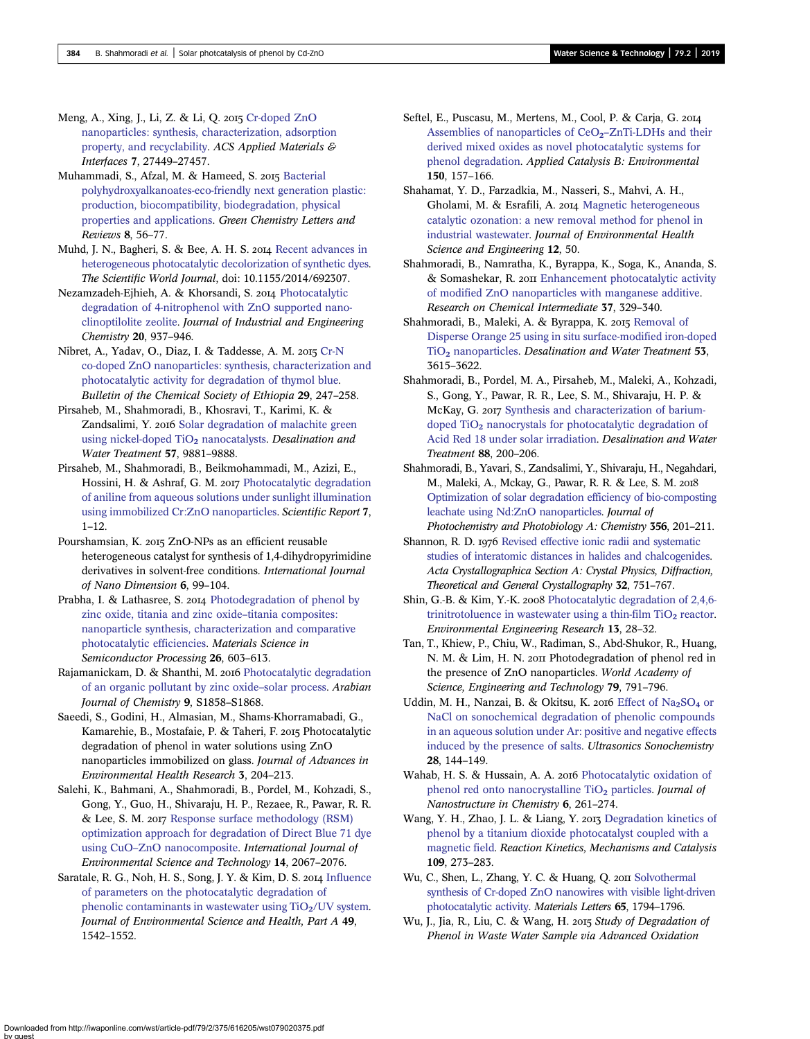Meng, A., Xing, J., Li, Z. & Li, Q. 2015 Cr-doped ZnO nanoparticles: synthesis, characterization, adsorption property, and recyclability. *ACS Applied Materials & Interfaces* **7**, 27449–27457.

Muhammadi, S., Afzal, M. & Hameed, S. 2015 Bacterial polyhydroxyalkanoates-eco-friendly next generation plastic: production, biocompatibility, biodegradation, physical properties and applications. *Green Chemistry Letters and Reviews* **8**, 56–77.

Muhd, J. N., Bagheri, S. & Bee, A. H. S. 2014 Recent advances in heterogeneous photocatalytic decolorization of synthetic dyes. *The Scientific World Journal*, doi: 10.1155/2014/692307.

Nezamzadeh-Ejhieh, A. & Khorsandi, S. 2014 Photocatalytic degradation of 4-nitrophenol with ZnO supported nano-clinoptilolite zeolite. *Journal of Industrial and Engineering Chemistry* **20**, 937–946.

Nibret, A., Yadav, O., Diaz, I. & Taddesse, A. M. 2015 Cr-N co-doped ZnO nanoparticles: synthesis, characterization and photocatalytic activity for degradation of thymol blue. *Bulletin of the Chemical Society of Ethiopia* **29**, 247–258.

Pirsaheb, M., Shahmoradi, B., Khosravi, T., Karimi, K. & Zandsalimi, Y. 2016 Solar degradation of malachite green using nickel-doped $TiO_2$ nanocatalysts. *Desalination and Water Treatment* **57**, 9881–9888.

Pirsaheb, M., Shahmoradi, B., Beikmohammadi, M., Azizi, E., Hossini, H. & Ashraf, G. M. 2017 Photocatalytic degradation of aniline from aqueous solutions under sunlight illumination using immobilized Cr:ZnO nanoparticles. *Scientific Report* **7**, 1–12.

Pourshamsian, K. 2015 ZnO-NPs as an efficient reusable heterogeneous catalyst for synthesis of 1,4-dihydropyrimidine derivatives in solvent-free conditions. *International Journal of Nano Dimension* **6**, 99–104.

Prabha, I. & Lathasree, S. 2014 Photodegradation of phenol by zinc oxide, titania and zinc oxide–titania composites: nanoparticle synthesis, characterization and comparative photocatalytic efficiencies. *Materials Science in Semiconductor Processing* **26**, 603–613.

Rajamanickam, D. & Shanthi, M. 2016 Photocatalytic degradation of an organic pollutant by zinc oxide–solar process. *Arabian Journal of Chemistry* **9**, S1858–S1868.

Saeedi, S., Godini, H., Almasian, M., Shams-Khorramabadi, G., Kamarehie, B., Mostafaie, P. & Taheri, F. 2015 Photocatalytic degradation of phenol in water solutions using ZnO nanoparticles immobilized on glass. *Journal of Advances in Environmental Health Research* **3**, 204–213.

Salehi, K., Bahmani, A., Shahmoradi, B., Pordel, M., Kohzadi, S., Gong, Y., Guo, H., Shivaraju, H. P., Rezaee, R., Pawar, R. R. & Lee, S. M. 2017 Response surface methodology (RSM) optimization approach for degradation of Direct Blue 71 dye using CuO–ZnO nanocomposite. *International Journal of Environmental Science and Technology* **14**, 2067–2076.

Saratale, R. G., Noh, H. S., Song, J. Y. & Kim, D. S. 2014 Influence of parameters on the photocatalytic degradation of phenolic contaminants in wastewater using $TiO_2$/UV system. *Journal of Environmental Science and Health, Part A* **49**, 1542–1552.

Seftel, E., Puscasu, M., Mertens, M., Cool, P. & Carja, G. 2014 Assemblies of nanoparticles of $CeO_2$–ZnTi-LDHs and their derived mixed oxides as novel photocatalytic systems for phenol degradation. *Applied Catalysis B: Environmental* **150**, 157–166.

Shahamat, Y. D., Farzadkia, M., Nasseri, S., Mahvi, A. H., Gholami, M. & Esrafili, A. 2014 Magnetic heterogeneous catalytic ozonation: a new removal method for phenol in industrial wastewater. *Journal of Environmental Health Science and Engineering* **12**, 50.

Shahmoradi, B., Namratha, K., Byrappa, K., Soga, K., Ananda, S. & Somashekar, R. 2011 Enhancement photocatalytic activity of modified ZnO nanoparticles with manganese additive. *Research on Chemical Intermediate* **37**, 329–340.

Shahmoradi, B., Maleki, A. & Byrappa, K. 2015 Removal of Disperse Orange 25 using in situ surface-modified iron-doped $TiO_2$ nanoparticles. *Desalination and Water Treatment* **53**, 3615–3622.

Shahmoradi, B., Pordel, M. A., Pirsaheb, M., Maleki, A., Kohzadi, S., Gong, Y., Pawar, R. R., Lee, S. M., Shivaraju, H. P. & McKay, G. 2017 Synthesis and characterization of barium-doped $TiO_2$ nanocrystals for photocatalytic degradation of Acid Red 18 under solar irradiation. *Desalination and Water Treatment* **88**, 200–206.

Shahmoradi, B., Yavari, S., Zandsalimi, Y., Shivaraju, H., Negahdari, M., Maleki, A., Mckay, G., Pawar, R. R. & Lee, S. M. 2018 Optimization of solar degradation efficiency of bio-composting leachate using Nd:ZnO nanoparticles. *Journal of Photochemistry and Photobiology A: Chemistry* **356**, 201–211.

Shannon, R. D. 1976 Revised effective ionic radii and systematic studies of interatomic distances in halides and chalcogenides. *Acta Crystallographica Section A: Crystal Physics, Diffraction, Theoretical and General Crystallography* **32**, 751–767.

Shin, G.-B. & Kim, Y.-K. 2008 Photocatalytic degradation of 2,4,6-trinitrotoluence in wastewater using a thin-film $TiO_2$ reactor. *Environmental Engineering Research* **13**, 28–32.

Tan, T., Khiew, P., Chiu, W., Radiman, S., Abd-Shukor, R., Huang, N. M. & Lim, H. N. 2011 Photodegradation of phenol red in the presence of ZnO nanoparticles. *World Academy of Science, Engineering and Technology* **79**, 791–796.

Uddin, M. H., Nanzai, B. & Okitsu, K. 2016 Effect of $Na_2SO_4$ or NaCl on sonochemical degradation of phenolic compounds in an aqueous solution under Ar: positive and negative effects induced by the presence of salts. *Ultrasonics Sonochemistry* **28**, 144–149.

Wahab, H. S. & Hussain, A. A. 2016 Photocatalytic oxidation of phenol red onto nanocrystalline $TiO_2$ particles. *Journal of Nanostructure in Chemistry* **6**, 261–274.

Wang, Y. H., Zhao, J. L. & Liang, Y. 2013 Degradation kinetics of phenol by a titanium dioxide photocatalyst coupled with a magnetic field. *Reaction Kinetics, Mechanisms and Catalysis* **109**, 273–283.

Wu, C., Shen, L., Zhang, Y. C. & Huang, Q. 2011 Solvothermal synthesis of Cr-doped ZnO nanowires with visible light-driven photocatalytic activity. *Materials Letters* **65**, 1794–1796.

Wu, J., Jia, R., Liu, C. & Wang, H. 2015 *Study of Degradation of Phenol in Waste Water Sample via Advanced Oxidation*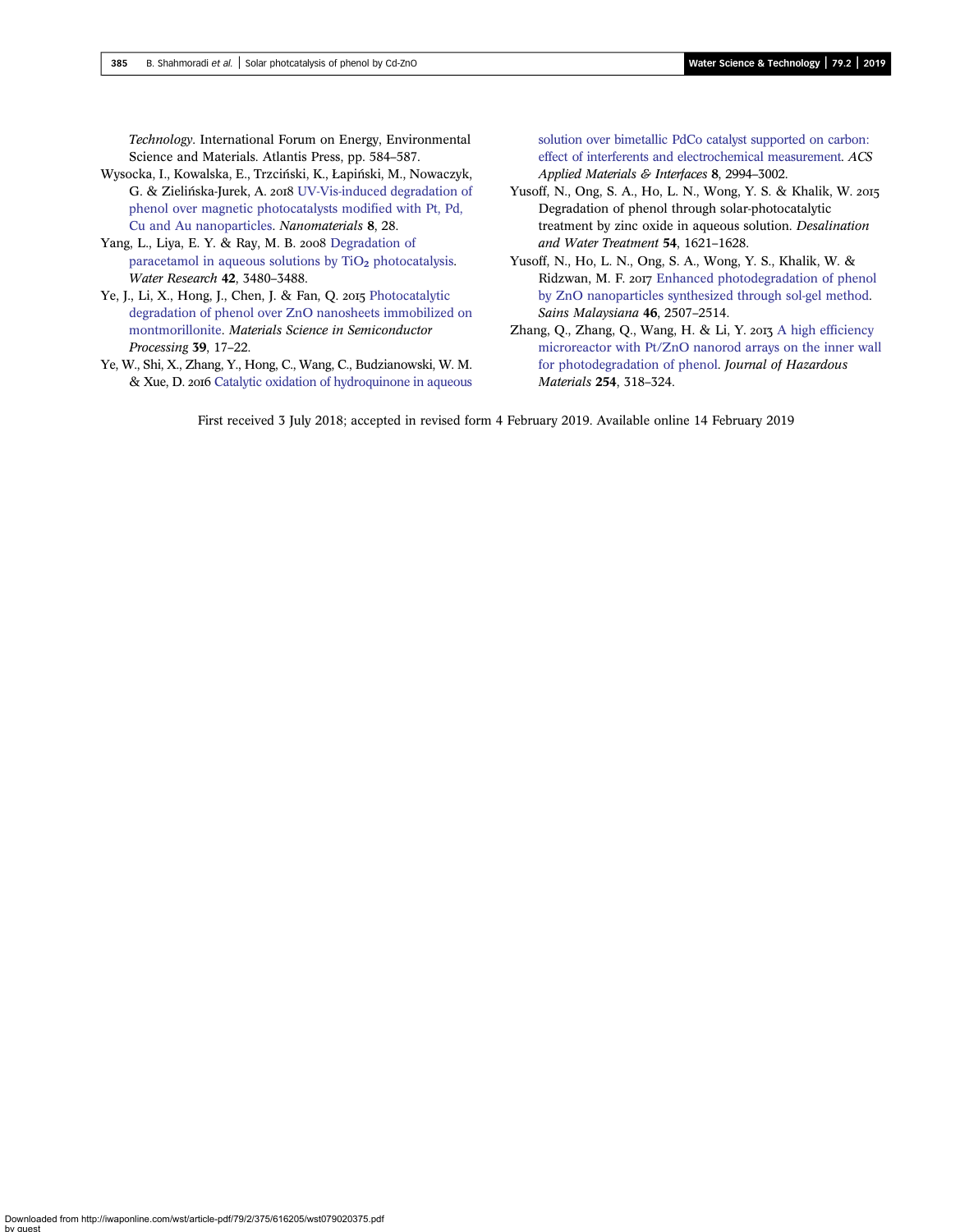Technology. International Forum on Energy, Environmental Science and Materials. Atlantis Press, pp. 584–587.

Wysocka, I., Kowalska, E., Trzciński, K., Łapiński, M., Nowaczyk, G. & Zielińska-Jurek, A. 2018 UV-Vis-induced degradation of phenol over magnetic photocatalysts modified with Pt, Pd, Cu and Au nanoparticles. *Nanomaterials* **8**, 28.

Yang, L., Liya, E. Y. & Ray, M. B. 2008 Degradation of paracetamol in aqueous solutions by $TiO_2$ photocatalysis. *Water Research* **42**, 3480–3488.

Ye, J., Li, X., Hong, J., Chen, J. & Fan, Q. 2015 Photocatalytic degradation of phenol over ZnO nanosheets immobilized on montmorillonite. *Materials Science in Semiconductor Processing* **39**, 17–22.

Ye, W., Shi, X., Zhang, Y., Hong, C., Wang, C., Budzianowski, W. M. & Xue, D. 2016 Catalytic oxidation of hydroquinone in aqueous solution over bimetallic PdCo catalyst supported on carbon: effect of interferents and electrochemical measurement. *ACS Applied Materials & Interfaces* **8**, 2994–3002.

Yusoff, N., Ong, S. A., Ho, L. N., Wong, Y. S. & Khalik, W. 2015 Degradation of phenol through solar-photocatalytic treatment by zinc oxide in aqueous solution. *Desalination and Water Treatment* **54**, 1621–1628.

Yusoff, N., Ho, L. N., Ong, S. A., Wong, Y. S., Khalik, W. & Ridzwan, M. F. 2017 Enhanced photodegradation of phenol by ZnO nanoparticles synthesized through sol-gel method. *Sains Malaysiana* **46**, 2507–2514.

Zhang, Q., Zhang, Q., Wang, H. & Li, Y. 2013 A high efficiency microreactor with Pt/ZnO nanorod arrays on the inner wall for photodegradation of phenol. *Journal of Hazardous Materials* **254**, 318–324.

First received 3 July 2018; accepted in revised form 4 February 2019. Available online 14 February 2019